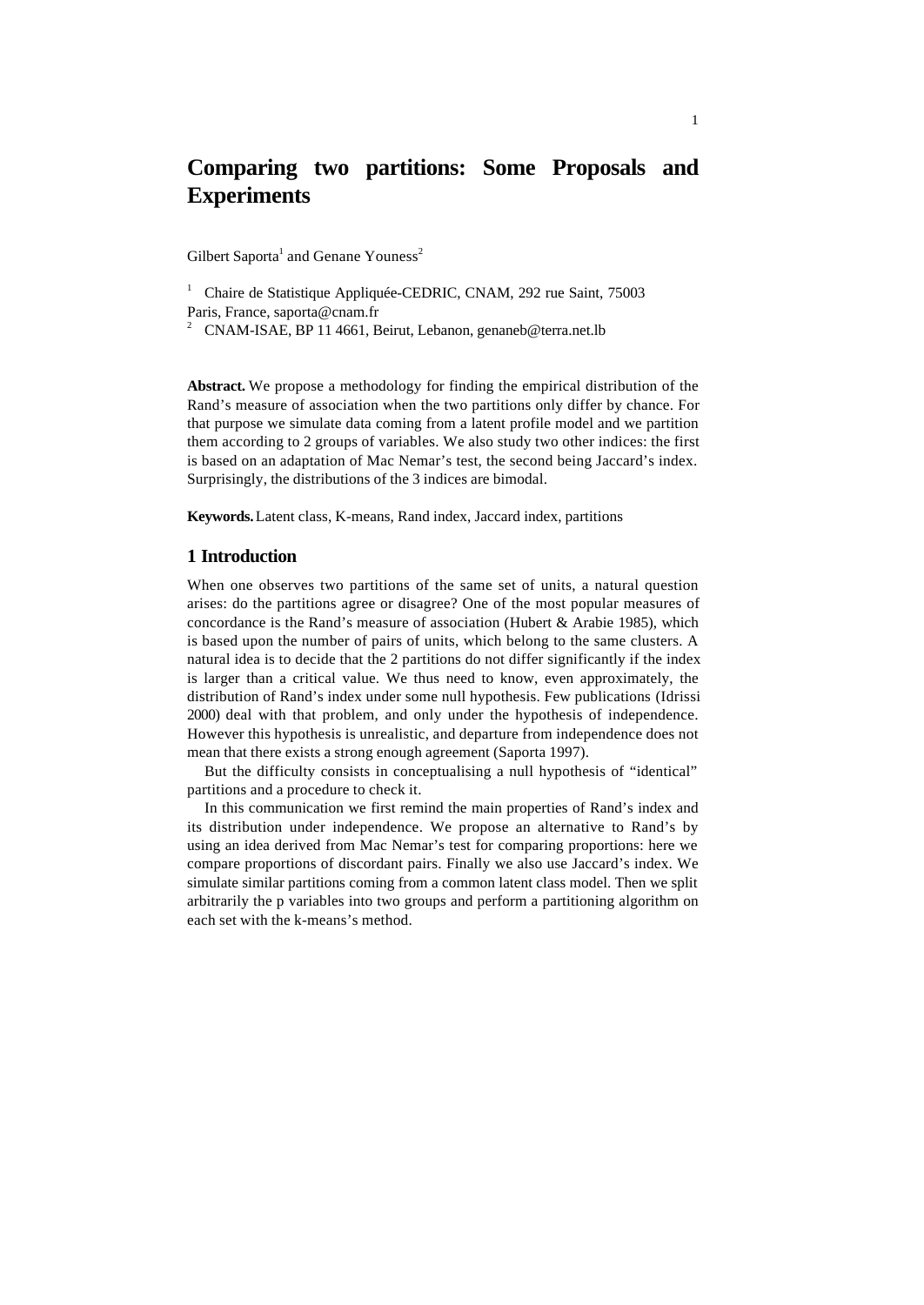# Comparing two partitions: Some Proposals and Experiments

Gilbert Saporta[1] and Genane Youness[2]

[1] Chaire de Statistique Appliquée-CEDRIC, CNAM, 292 rue Saint, 75003 Paris, France, saporta@cnam.fr
[2] CNAM-ISAE, BP 11 4661, Beirut, Lebanon, genaneb@terra.net.lb

**Abstract.** We propose a methodology for finding the empirical distribution of the Rand's measure of association when the two partitions only differ by chance. For that purpose we simulate data coming from a latent profile model and we partition them according to 2 groups of variables. We also study two other indices: the first is based on an adaptation of Mac Nemar's test, the second being Jaccard's index. Surprisingly, the distributions of the 3 indices are bimodal.

**Keywords.** Latent class, K-means, Rand index, Jaccard index, partitions

## 1 Introduction

When one observes two partitions of the same set of units, a natural question arises: do the partitions agree or disagree? One of the most popular measures of concordance is the Rand's measure of association (Hubert & Arabie 1985), which is based upon the number of pairs of units, which belong to the same clusters. A natural idea is to decide that the 2 partitions do not differ significantly if the index is larger than a critical value. We thus need to know, even approximately, the distribution of Rand's index under some null hypothesis. Few publications (Idrissi 2000) deal with that problem, and only under the hypothesis of independence. However this hypothesis is unrealistic, and departure from independence does not mean that there exists a strong enough agreement (Saporta 1997).

But the difficulty consists in conceptualising a null hypothesis of "identical" partitions and a procedure to check it.

In this communication we first remind the main properties of Rand's index and its distribution under independence. We propose an alternative to Rand's by using an idea derived from Mac Nemar's test for comparing proportions: here we compare proportions of discordant pairs. Finally we also use Jaccard's index. We simulate similar partitions coming from a common latent class model. Then we split arbitrarily the p variables into two groups and perform a partitioning algorithm on each set with the k-means's method.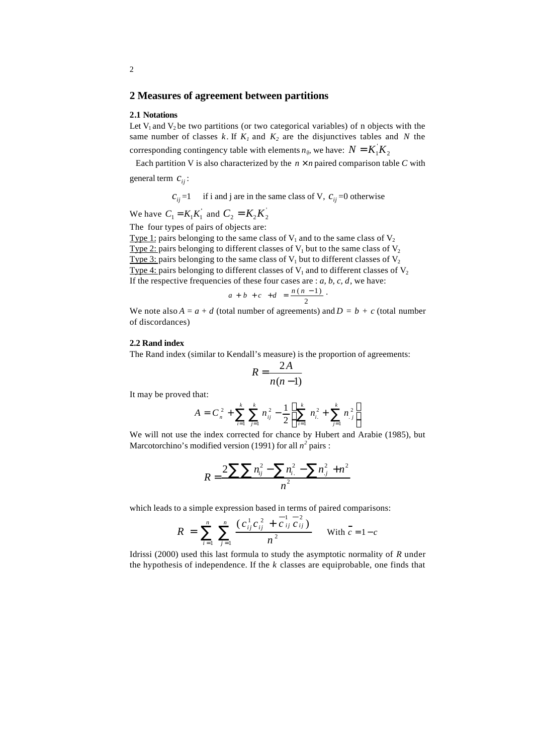## 2 Measures of agreement between partitions

### 2.1 Notations

Let $V_1$ and $V_2$ be two partitions (or two categorical variables) of n objects with the same number of classes $k$. If $K_1$ and $K_2$ are the disjunctives tables and $N$ the corresponding contingency table with elements $n_{ij}$, we have: $N = K_1^{'} K_2$

Each partition V is also characterized by the $n \times n$ paired comparison table $C$ with general term $c_{ij}$:

$c_{ij} = 1$ if i and j are in the same class of V, $c_{ij} = 0$ otherwise

We have $C_1 = K_1 K_1^{'}$ and $C_2 = K_2 K_2^{'}$

The four types of pairs of objects are:

Type 1: pairs belonging to the same class of $V_1$ and to the same class of $V_2$
Type 2: pairs belonging to different classes of $V_1$ but to the same class of $V_2$
Type 3: pairs belonging to the same class of $V_1$ but to different classes of $V_2$
Type 4: pairs belonging to different classes of $V_1$ and to different classes of $V_2$
If the respective frequencies of these four cases are : *a, b, c, d*, we have:

$$a + b + c + d = \frac{n(n-1)}{2}.$$

We note also $A = a + d$ (total number of agreements) and $D = b + c$ (total number of discordances)

### 2.2 Rand index

The Rand index (similar to Kendall's measure) is the proportion of agreements:

$$R = \frac{2A}{n(n-1)}$$

It may be proved that:

$$A = C_n^2 + \sum_{i=1}^{k} \sum_{j=1}^{k} n_{ij}^2 - \frac{1}{2}\left(\sum_{i=1}^{k} n_{i.}^2 + \sum_{j=1}^{k} n_{.j}^2\right)$$

We will not use the index corrected for chance by Hubert and Arabie (1985), but Marcotorchino's modified version (1991) for all $n^2$ pairs :

$$R = \frac{2\sum\sum n_{ij}^2 - \sum n_{i.}^2 - \sum n_{.j}^2 + n^2}{n^2}$$

which leads to a simple expression based in terms of paired comparisons:

$$R = \sum_{i=1}^{n} \sum_{j=1}^{n} \frac{(c_{ij}^1 c_{ij}^2 + \bar{c}_{ij}^1 \bar{c}_{ij}^2)}{n^2} \qquad \text{With } \bar{c} = 1 - c$$

Idrissi (2000) used this last formula to study the asymptotic normality of $R$ under the hypothesis of independence. If the $k$ classes are equiprobable, one finds that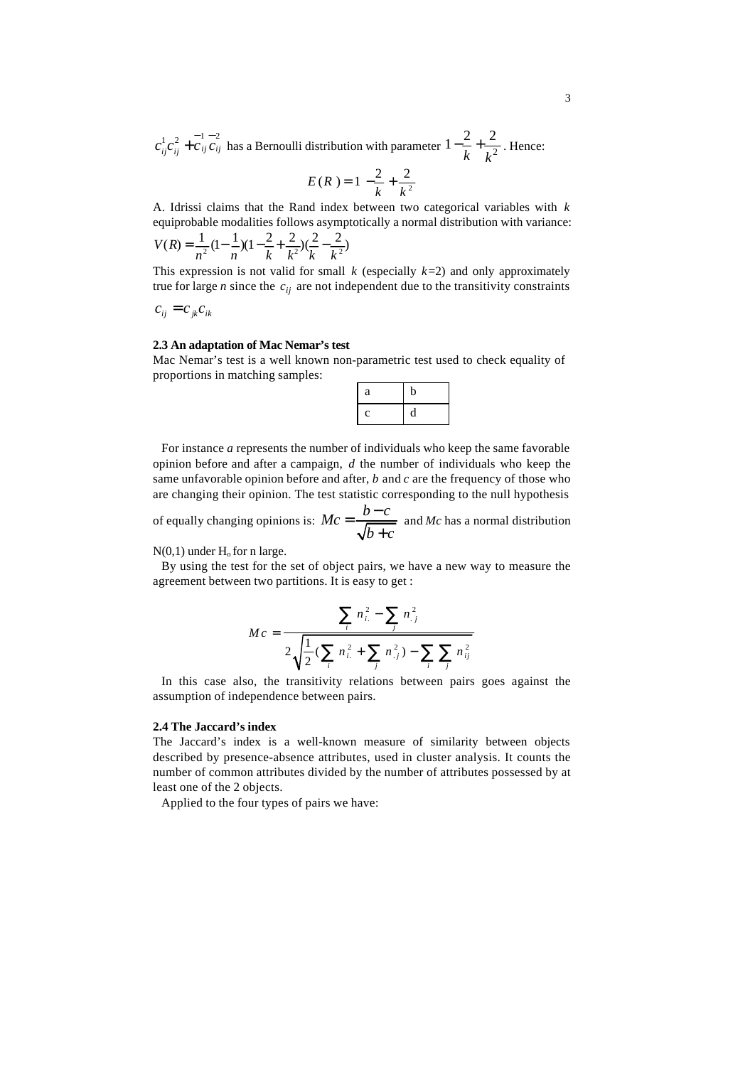$c_{ij}^1 c_{ij}^2 + \bar{c}_{ij}^1 \bar{c}_{ij}^2$ has a Bernoulli distribution with parameter $1 - \frac{2}{k} + \frac{2}{k^2}$. Hence:

$$E(R) = 1 - \frac{2}{k} + \frac{2}{k^2}$$

A. Idrissi claims that the Rand index between two categorical variables with $k$ equiprobable modalities follows asymptotically a normal distribution with variance:

$$V(R) = \frac{1}{n^2}(1 - \frac{1}{n})(1 - \frac{2}{k} + \frac{2}{k^2})(\frac{2}{k} - \frac{2}{k^2})$$

This expression is not valid for small $k$ (especially $k$=2) and only approximately true for large $n$ since the $c_{ij}$ are not independent due to the transitivity constraints

$c_{ij} = c_{jk} c_{ik}$

### 2.3 An adaptation of Mac Nemar's test

Mac Nemar's test is a well known non-parametric test used to check equality of proportions in matching samples:

| a | b |
|---|---|
| c | d |

For instance *a* represents the number of individuals who keep the same favorable opinion before and after a campaign, *d* the number of individuals who keep the same unfavorable opinion before and after, *b* and *c* are the frequency of those who are changing their opinion. The test statistic corresponding to the null hypothesis of equally changing opinions is: $Mc = \frac{b - c}{\sqrt{b + c}}$ and *Mc* has a normal distribution N(0,1) under $H_o$ for n large.

By using the test for the set of object pairs, we have a new way to measure the agreement between two partitions. It is easy to get :

$$Mc = \frac{\sum_i n_{i.}^2 - \sum_j n_{.j}^2}{2\sqrt{\frac{1}{2}(\sum_i n_{i.}^2 + \sum_j n_{.j}^2) - \sum_i \sum_j n_{ij}^2}}$$

In this case also, the transitivity relations between pairs goes against the assumption of independence between pairs.

### 2.4 The Jaccard's index

The Jaccard's index is a well-known measure of similarity between objects described by presence-absence attributes, used in cluster analysis. It counts the number of common attributes divided by the number of attributes possessed by at least one of the 2 objects.

Applied to the four types of pairs we have: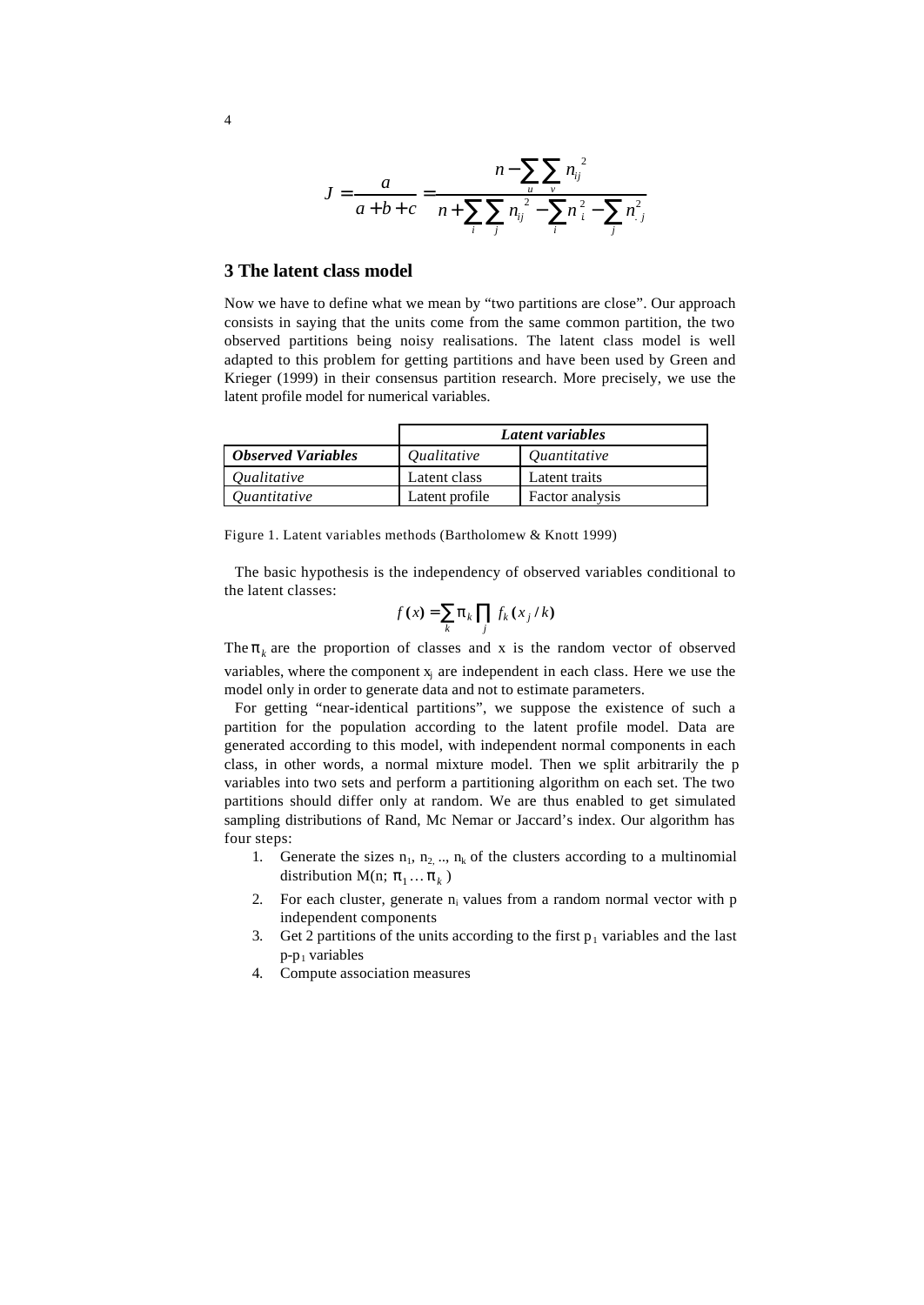$$J = \frac{a}{a+b+c} = \frac{n - \sum_u \sum_v n_{ij}^{\;2}}{n + \sum_i \sum_j n_{ij}^{\;2} - \sum_i n_{i.}^2 - \sum_j n_{.j}^2}$$

## 3 The latent class model

Now we have to define what we mean by “two partitions are close”. Our approach consists in saying that the units come from the same common partition, the two observed partitions being noisy realisations. The latent class model is well adapted to this problem for getting partitions and have been used by Green and Krieger (1999) in their consensus partition research. More precisely, we use the latent profile model for numerical variables.

| | ***Latent variables*** | |
|---|---|---|
| ***Observed Variables*** | *Qualitative* | *Quantitative* |
| *Qualitative* | Latent class | Latent traits |
| *Quantitative* | Latent profile | Factor analysis |

Figure 1. Latent variables methods (Bartholomew & Knott 1999)

The basic hypothesis is the independency of observed variables conditional to the latent classes:

$$f(x) = \sum_k \pi_k \prod_j f_k(x_j / k)$$

The $\pi_k$ are the proportion of classes and x is the random vector of observed variables, where the component $x_j$ are independent in each class. Here we use the model only in order to generate data and not to estimate parameters.

For getting “near-identical partitions”, we suppose the existence of such a partition for the population according to the latent profile model. Data are generated according to this model, with independent normal components in each class, in other words, a normal mixture model. Then we split arbitrarily the p variables into two sets and perform a partitioning algorithm on each set. The two partitions should differ only at random. We are thus enabled to get simulated sampling distributions of Rand, Mc Nemar or Jaccard’s index. Our algorithm has four steps:

1. Generate the sizes $n_1$, $n_2$, .., $n_k$ of the clusters according to a multinomial distribution M(n; $\pi_1 \ldots \pi_k$ )
2. For each cluster, generate $n_i$ values from a random normal vector with p independent components
3. Get 2 partitions of the units according to the first $p_1$ variables and the last $p$-$p_1$ variables
4. Compute association measures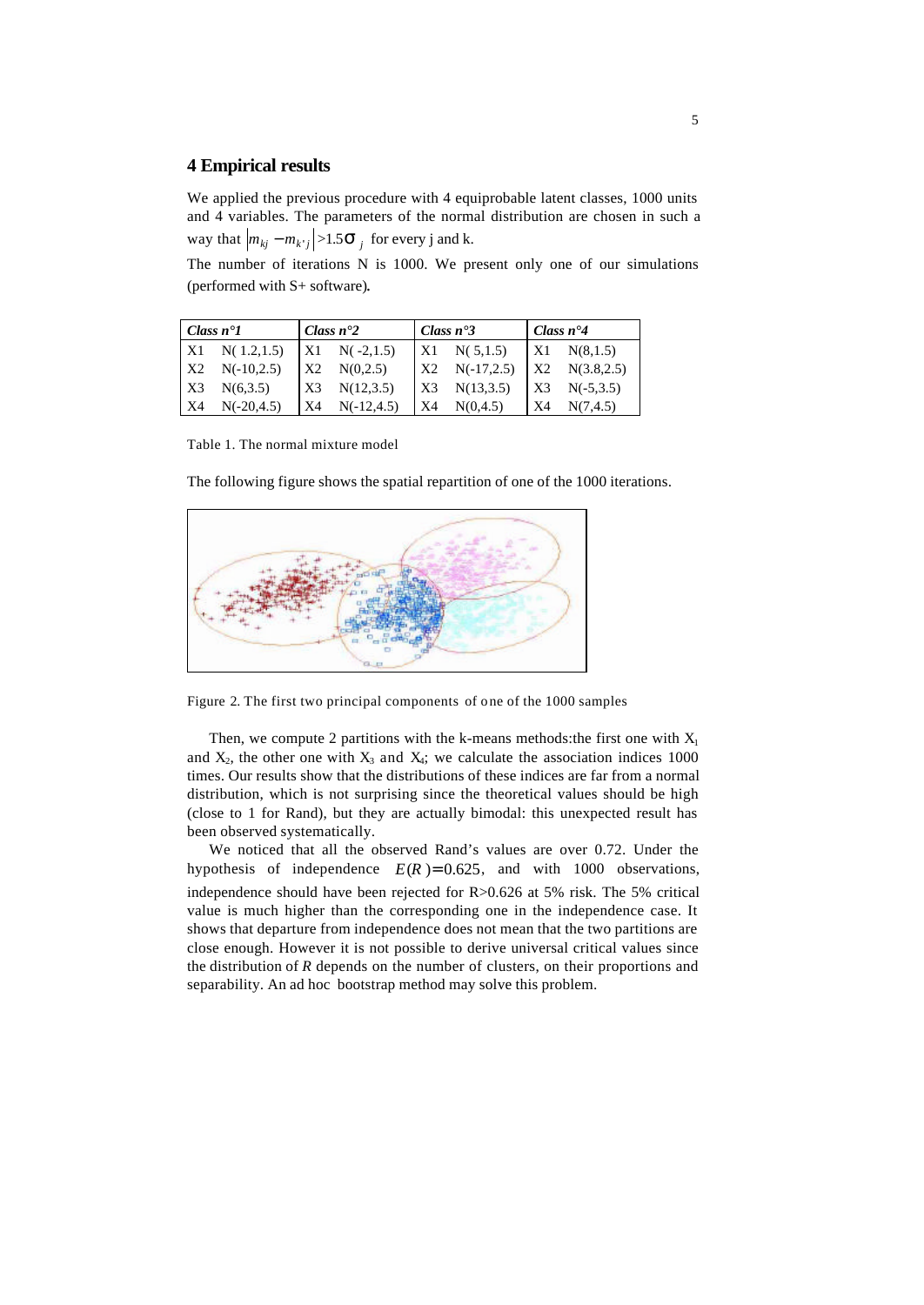## 4 Empirical results

We applied the previous procedure with 4 equiprobable latent classes, 1000 units and 4 variables. The parameters of the normal distribution are chosen in such a way that $|m_{kj} - m_{k'j}| > 1.5\sigma_j$ for every j and k.

The number of iterations N is 1000. We present only one of our simulations (performed with S+ software).

| *Class n°1* | | *Class n°2* | | *Class n°3* | | *Class n°4* | |
|---|---|---|---|---|---|---|---|
| X1 | N( 1.2,1.5) | X1 | N( -2,1.5) | X1 | N( 5,1.5) | X1 | N(8,1.5) |
| X2 | N(-10,2.5) | X2 | N(0,2.5) | X2 | N(-17,2.5) | X2 | N(3.8,2.5) |
| X3 | N(6,3.5) | X3 | N(12,3.5) | X3 | N(13,3.5) | X3 | N(-5,3.5) |
| X4 | N(-20,4.5) | X4 | N(-12,4.5) | X4 | N(0,4.5) | X4 | N(7,4.5) |

Table 1. The normal mixture model

The following figure shows the spatial repartition of one of the 1000 iterations.

Figure 2. The first two principal components of one of the 1000 samples

Then, we compute 2 partitions with the k-means methods: the first one with $X_1$ and $X_2$, the other one with $X_3$ and $X_4$; we calculate the association indices 1000 times. Our results show that the distributions of these indices are far from a normal distribution, which is not surprising since the theoretical values should be high (close to 1 for Rand), but they are actually bimodal: this unexpected result has been observed systematically.

We noticed that all the observed Rand's values are over 0.72. Under the hypothesis of independence $E(R) = 0.625$, and with 1000 observations, independence should have been rejected for R>0.626 at 5% risk. The 5% critical value is much higher than the corresponding one in the independence case. It shows that departure from independence does not mean that the two partitions are close enough. However it is not possible to derive universal critical values since the distribution of *R* depends on the number of clusters, on their proportions and separability. An ad hoc bootstrap method may solve this problem.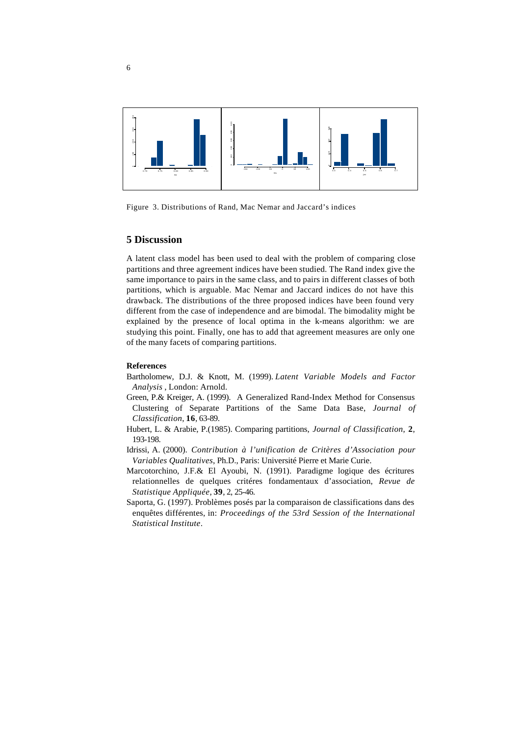Figure 3. Distributions of Rand, Mac Nemar and Jaccard's indices

## 5 Discussion

A latent class model has been used to deal with the problem of comparing close partitions and three agreement indices have been studied. The Rand index give the same importance to pairs in the same class, and to pairs in different classes of both partitions, which is arguable. Mac Nemar and Jaccard indices do not have this drawback. The distributions of the three proposed indices have been found very different from the case of independence and are bimodal. The bimodality might be explained by the presence of local optima in the k-means algorithm: we are studying this point. Finally, one has to add that agreement measures are only one of the many facets of comparing partitions.

### References

Bartholomew, D.J. & Knott, M. (1999). *Latent Variable Models and Factor Analysis*, London: Arnold.

Green, P.& Kreiger, A. (1999). A Generalized Rand-Index Method for Consensus Clustering of Separate Partitions of the Same Data Base, *Journal of Classification*, **16**, 63-89.

Hubert, L. & Arabie, P.(1985). Comparing partitions, *Journal of Classification*, **2**, 193-198.

Idrissi, A. (2000). *Contribution à l'unification de Critères d'Association pour Variables Qualitatives*, Ph.D., Paris: Université Pierre et Marie Curie.

Marcotorchino, J.F.& El Ayoubi, N. (1991). Paradigme logique des écritures relationnelles de quelques critéres fondamentaux d'association, *Revue de Statistique Appliquée*, **39**, 2, 25-46.

Saporta, G. (1997). Problèmes posés par la comparaison de classifications dans des enquêtes différentes, in: *Proceedings of the 53rd Session of the International Statistical Institute*.